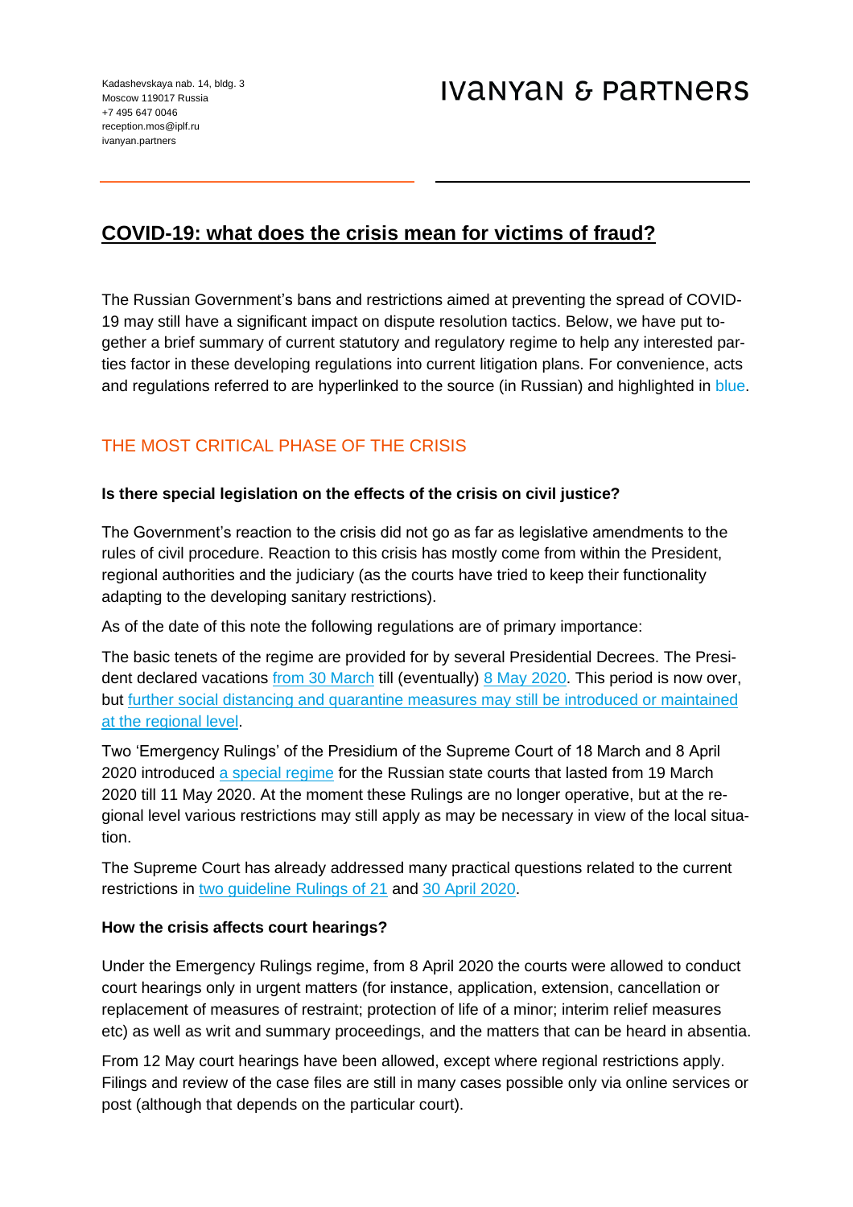Kadashevskaya nab. 14, bldg. 3
Moscow 119017 Russia
+7 495 647 0046
reception.mos@iplf.ru
ivanyan.partners

IVANYAN & PARTNERS

# COVID-19: what does the crisis mean for victims of fraud?

The Russian Government's bans and restrictions aimed at preventing the spread of COVID-19 may still have a significant impact on dispute resolution tactics. Below, we have put together a brief summary of current statutory and regulatory regime to help any interested parties factor in these developing regulations into current litigation plans. For convenience, acts and regulations referred to are hyperlinked to the source (in Russian) and highlighted in blue.

## THE MOST CRITICAL PHASE OF THE CRISIS

### Is there special legislation on the effects of the crisis on civil justice?

The Government's reaction to the crisis did not go as far as legislative amendments to the rules of civil procedure. Reaction to this crisis has mostly come from within the President, regional authorities and the judiciary (as the courts have tried to keep their functionality adapting to the developing sanitary restrictions).

As of the date of this note the following regulations are of primary importance:

The basic tenets of the regime are provided for by several Presidential Decrees. The President declared vacations from 30 March till (eventually) 8 May 2020. This period is now over, but further social distancing and quarantine measures may still be introduced or maintained at the regional level.

Two 'Emergency Rulings' of the Presidium of the Supreme Court of 18 March and 8 April 2020 introduced a special regime for the Russian state courts that lasted from 19 March 2020 till 11 May 2020. At the moment these Rulings are no longer operative, but at the regional level various restrictions may still apply as may be necessary in view of the local situation.

The Supreme Court has already addressed many practical questions related to the current restrictions in two guideline Rulings of 21 and 30 April 2020.

### How the crisis affects court hearings?

Under the Emergency Rulings regime, from 8 April 2020 the courts were allowed to conduct court hearings only in urgent matters (for instance, application, extension, cancellation or replacement of measures of restraint; protection of life of a minor; interim relief measures etc) as well as writ and summary proceedings, and the matters that can be heard in absentia.

From 12 May court hearings have been allowed, except where regional restrictions apply. Filings and review of the case files are still in many cases possible only via online services or post (although that depends on the particular court).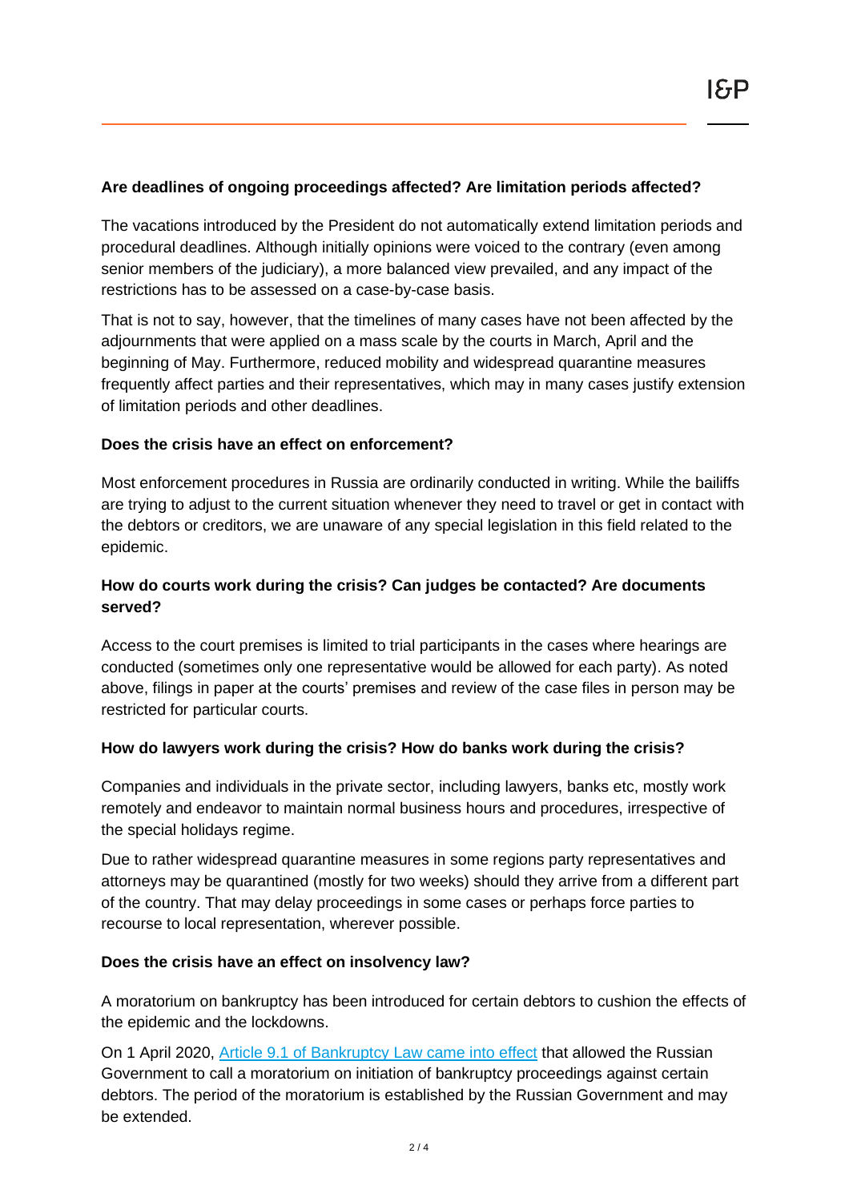**Are deadlines of ongoing proceedings affected? Are limitation periods affected?**

The vacations introduced by the President do not automatically extend limitation periods and procedural deadlines. Although initially opinions were voiced to the contrary (even among senior members of the judiciary), a more balanced view prevailed, and any impact of the restrictions has to be assessed on a case-by-case basis.

That is not to say, however, that the timelines of many cases have not been affected by the adjournments that were applied on a mass scale by the courts in March, April and the beginning of May. Furthermore, reduced mobility and widespread quarantine measures frequently affect parties and their representatives, which may in many cases justify extension of limitation periods and other deadlines.

**Does the crisis have an effect on enforcement?**

Most enforcement procedures in Russia are ordinarily conducted in writing. While the bailiffs are trying to adjust to the current situation whenever they need to travel or get in contact with the debtors or creditors, we are unaware of any special legislation in this field related to the epidemic.

**How do courts work during the crisis? Can judges be contacted? Are documents served?**

Access to the court premises is limited to trial participants in the cases where hearings are conducted (sometimes only one representative would be allowed for each party). As noted above, filings in paper at the courts' premises and review of the case files in person may be restricted for particular courts.

**How do lawyers work during the crisis? How do banks work during the crisis?**

Companies and individuals in the private sector, including lawyers, banks etc, mostly work remotely and endeavor to maintain normal business hours and procedures, irrespective of the special holidays regime.

Due to rather widespread quarantine measures in some regions party representatives and attorneys may be quarantined (mostly for two weeks) should they arrive from a different part of the country. That may delay proceedings in some cases or perhaps force parties to recourse to local representation, wherever possible.

**Does the crisis have an effect on insolvency law?**

A moratorium on bankruptcy has been introduced for certain debtors to cushion the effects of the epidemic and the lockdowns.

On 1 April 2020, Article 9.1 of Bankruptcy Law came into effect that allowed the Russian Government to call a moratorium on initiation of bankruptcy proceedings against certain debtors. The period of the moratorium is established by the Russian Government and may be extended.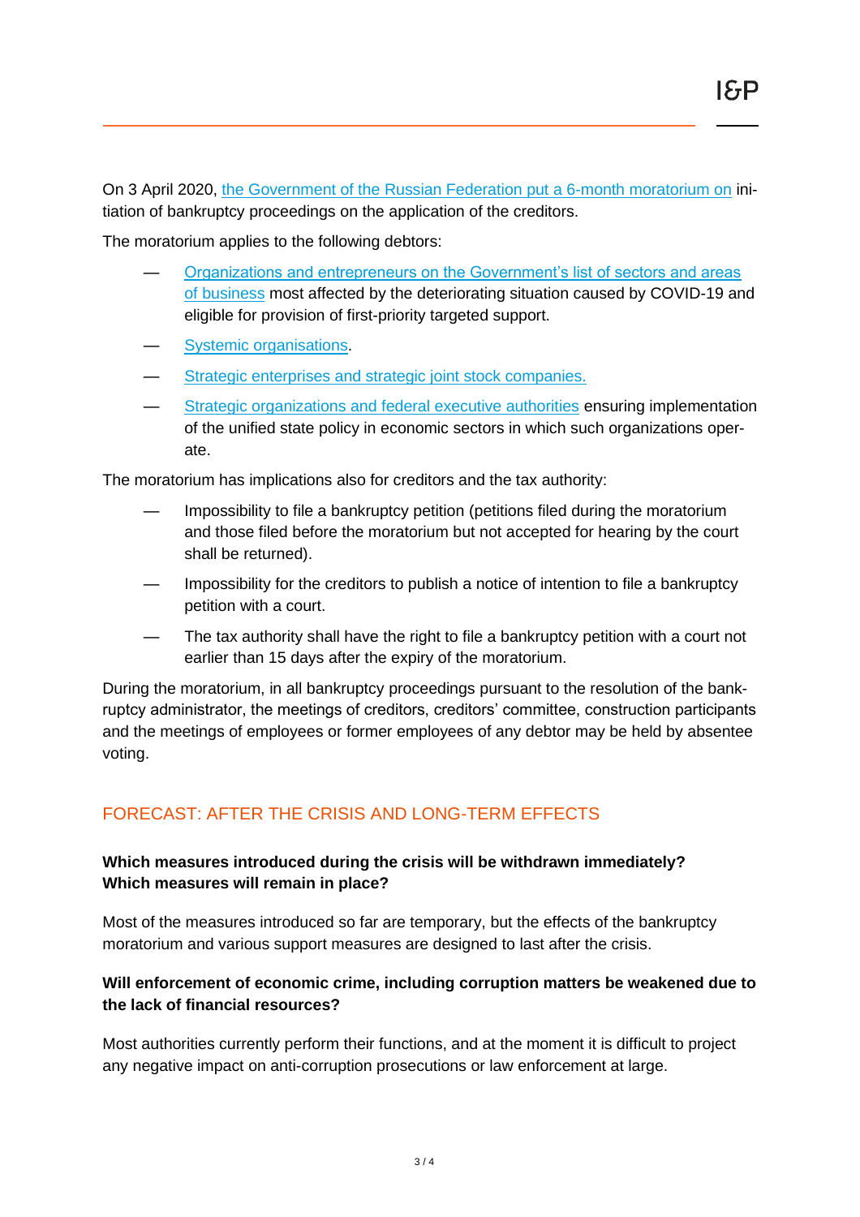On 3 April 2020, the Government of the Russian Federation put a 6-month moratorium on initiation of bankruptcy proceedings on the application of the creditors.

The moratorium applies to the following debtors:

- Organizations and entrepreneurs on the Government's list of sectors and areas of business most affected by the deteriorating situation caused by COVID-19 and eligible for provision of first-priority targeted support.
- Systemic organisations.
- Strategic enterprises and strategic joint stock companies.
- Strategic organizations and federal executive authorities ensuring implementation of the unified state policy in economic sectors in which such organizations operate.

The moratorium has implications also for creditors and the tax authority:

- Impossibility to file a bankruptcy petition (petitions filed during the moratorium and those filed before the moratorium but not accepted for hearing by the court shall be returned).
- Impossibility for the creditors to publish a notice of intention to file a bankruptcy petition with a court.
- The tax authority shall have the right to file a bankruptcy petition with a court not earlier than 15 days after the expiry of the moratorium.

During the moratorium, in all bankruptcy proceedings pursuant to the resolution of the bankruptcy administrator, the meetings of creditors, creditors' committee, construction participants and the meetings of employees or former employees of any debtor may be held by absentee voting.

## FORECAST: AFTER THE CRISIS AND LONG-TERM EFFECTS

**Which measures introduced during the crisis will be withdrawn immediately? Which measures will remain in place?**

Most of the measures introduced so far are temporary, but the effects of the bankruptcy moratorium and various support measures are designed to last after the crisis.

**Will enforcement of economic crime, including corruption matters be weakened due to the lack of financial resources?**

Most authorities currently perform their functions, and at the moment it is difficult to project any negative impact on anti-corruption prosecutions or law enforcement at large.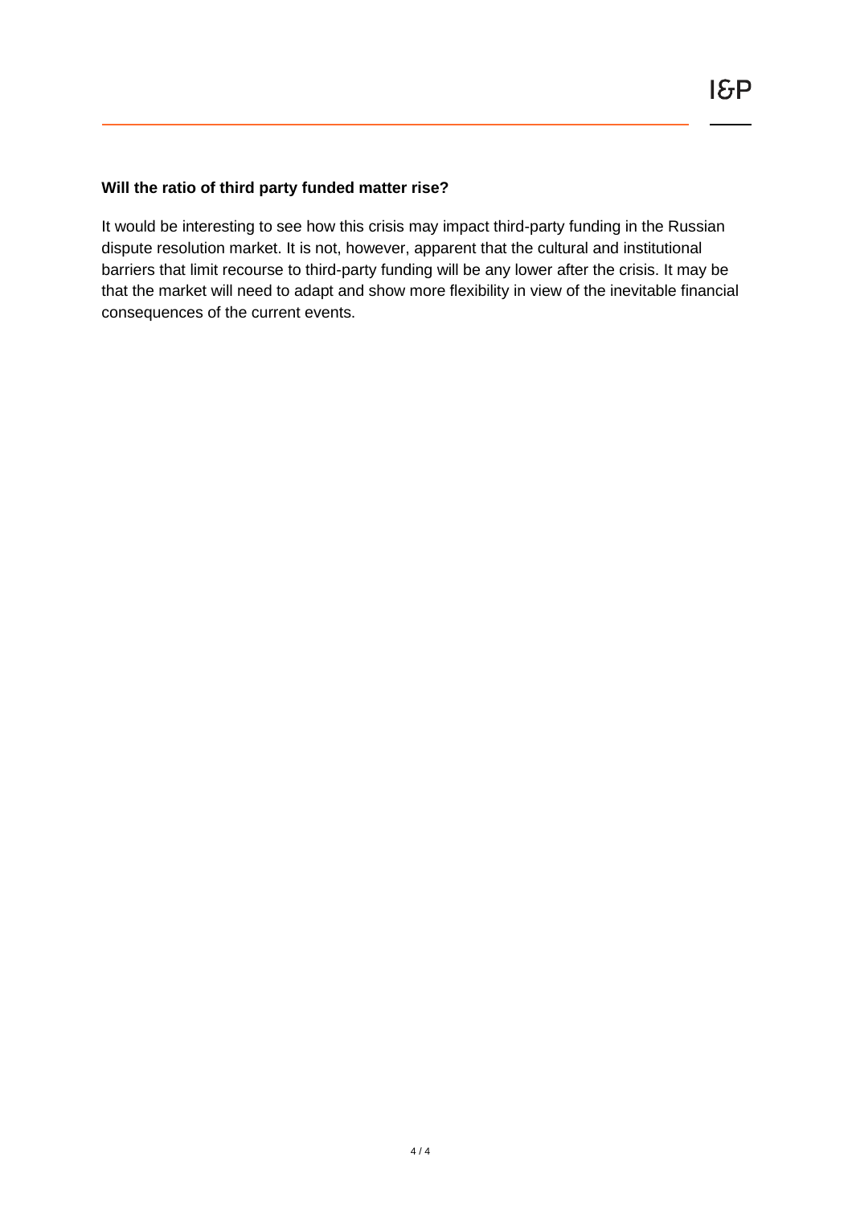**Will the ratio of third party funded matter rise?**

It would be interesting to see how this crisis may impact third-party funding in the Russian dispute resolution market. It is not, however, apparent that the cultural and institutional barriers that limit recourse to third-party funding will be any lower after the crisis. It may be that the market will need to adapt and show more flexibility in view of the inevitable financial consequences of the current events.